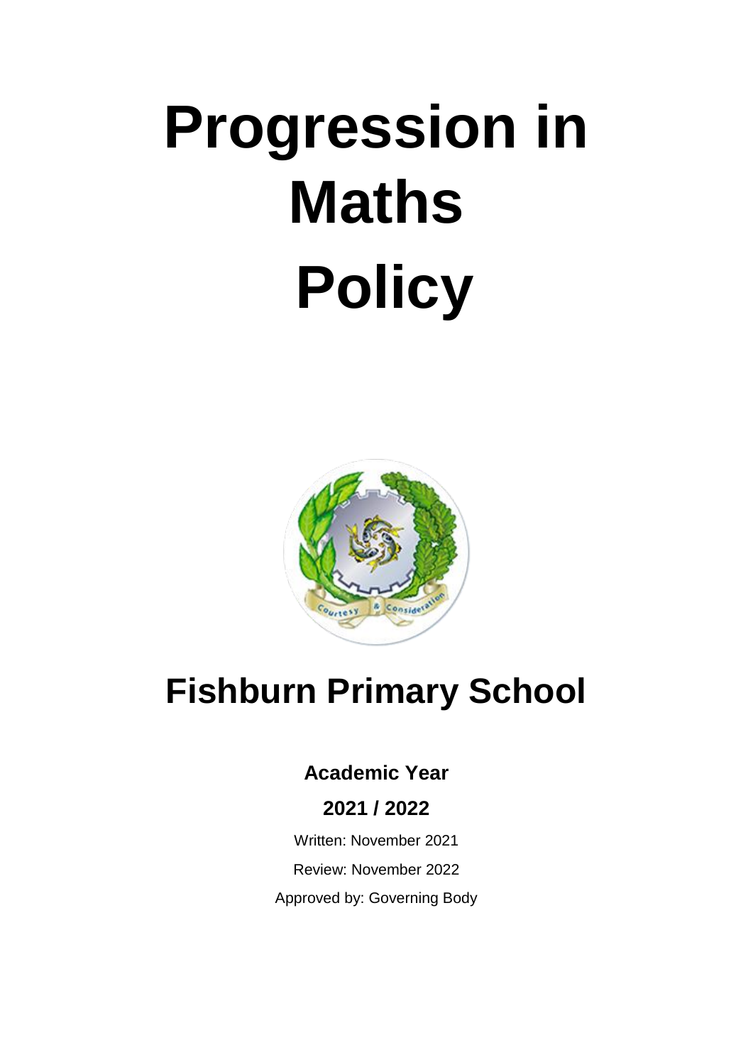# Progression in Maths Policy

## Fishburn Primary School

**Academic Year**

**2021 / 2022**

Written: November 2021

Review: November 2022

Approved by: Governing Body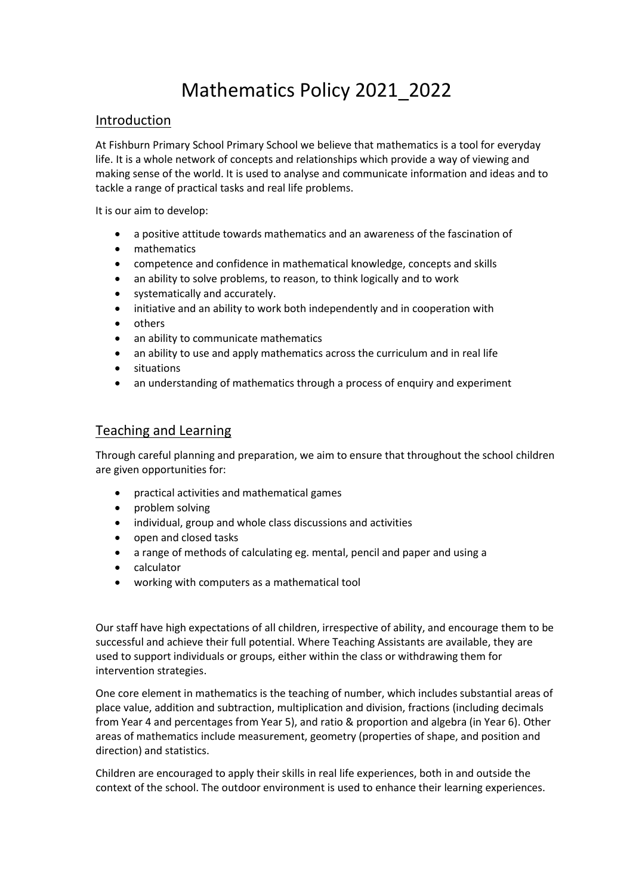# Mathematics Policy 2021_2022

## Introduction

At Fishburn Primary School Primary School we believe that mathematics is a tool for everyday life. It is a whole network of concepts and relationships which provide a way of viewing and making sense of the world. It is used to analyse and communicate information and ideas and to tackle a range of practical tasks and real life problems.

It is our aim to develop:

- a positive attitude towards mathematics and an awareness of the fascination of
- mathematics
- competence and confidence in mathematical knowledge, concepts and skills
- an ability to solve problems, to reason, to think logically and to work
- systematically and accurately.
- initiative and an ability to work both independently and in cooperation with
- others
- an ability to communicate mathematics
- an ability to use and apply mathematics across the curriculum and in real life
- situations
- an understanding of mathematics through a process of enquiry and experiment

## Teaching and Learning

Through careful planning and preparation, we aim to ensure that throughout the school children are given opportunities for:

- practical activities and mathematical games
- problem solving
- individual, group and whole class discussions and activities
- open and closed tasks
- a range of methods of calculating eg. mental, pencil and paper and using a
- calculator
- working with computers as a mathematical tool

Our staff have high expectations of all children, irrespective of ability, and encourage them to be successful and achieve their full potential. Where Teaching Assistants are available, they are used to support individuals or groups, either within the class or withdrawing them for intervention strategies.

One core element in mathematics is the teaching of number, which includes substantial areas of place value, addition and subtraction, multiplication and division, fractions (including decimals from Year 4 and percentages from Year 5), and ratio & proportion and algebra (in Year 6). Other areas of mathematics include measurement, geometry (properties of shape, and position and direction) and statistics.

Children are encouraged to apply their skills in real life experiences, both in and outside the context of the school. The outdoor environment is used to enhance their learning experiences.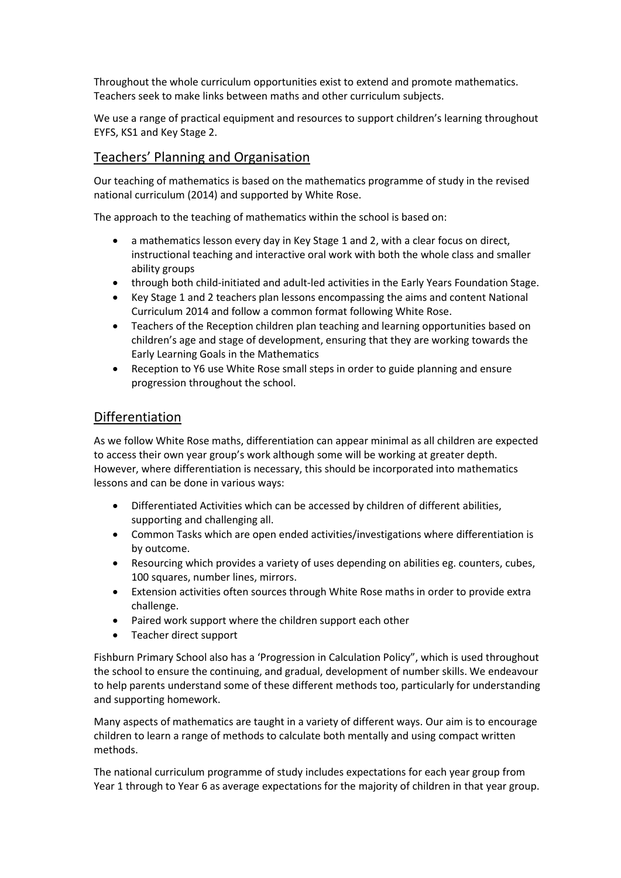Throughout the whole curriculum opportunities exist to extend and promote mathematics. Teachers seek to make links between maths and other curriculum subjects.

We use a range of practical equipment and resources to support children's learning throughout EYFS, KS1 and Key Stage 2.

## Teachers' Planning and Organisation

Our teaching of mathematics is based on the mathematics programme of study in the revised national curriculum (2014) and supported by White Rose.

The approach to the teaching of mathematics within the school is based on:

- a mathematics lesson every day in Key Stage 1 and 2, with a clear focus on direct, instructional teaching and interactive oral work with both the whole class and smaller ability groups
- through both child-initiated and adult-led activities in the Early Years Foundation Stage.
- Key Stage 1 and 2 teachers plan lessons encompassing the aims and content National Curriculum 2014 and follow a common format following White Rose.
- Teachers of the Reception children plan teaching and learning opportunities based on children's age and stage of development, ensuring that they are working towards the Early Learning Goals in the Mathematics
- Reception to Y6 use White Rose small steps in order to guide planning and ensure progression throughout the school.

## Differentiation

As we follow White Rose maths, differentiation can appear minimal as all children are expected to access their own year group's work although some will be working at greater depth. However, where differentiation is necessary, this should be incorporated into mathematics lessons and can be done in various ways:

- Differentiated Activities which can be accessed by children of different abilities, supporting and challenging all.
- Common Tasks which are open ended activities/investigations where differentiation is by outcome.
- Resourcing which provides a variety of uses depending on abilities eg. counters, cubes, 100 squares, number lines, mirrors.
- Extension activities often sources through White Rose maths in order to provide extra challenge.
- Paired work support where the children support each other
- Teacher direct support

Fishburn Primary School also has a 'Progression in Calculation Policy", which is used throughout the school to ensure the continuing, and gradual, development of number skills. We endeavour to help parents understand some of these different methods too, particularly for understanding and supporting homework.

Many aspects of mathematics are taught in a variety of different ways. Our aim is to encourage children to learn a range of methods to calculate both mentally and using compact written methods.

The national curriculum programme of study includes expectations for each year group from Year 1 through to Year 6 as average expectations for the majority of children in that year group.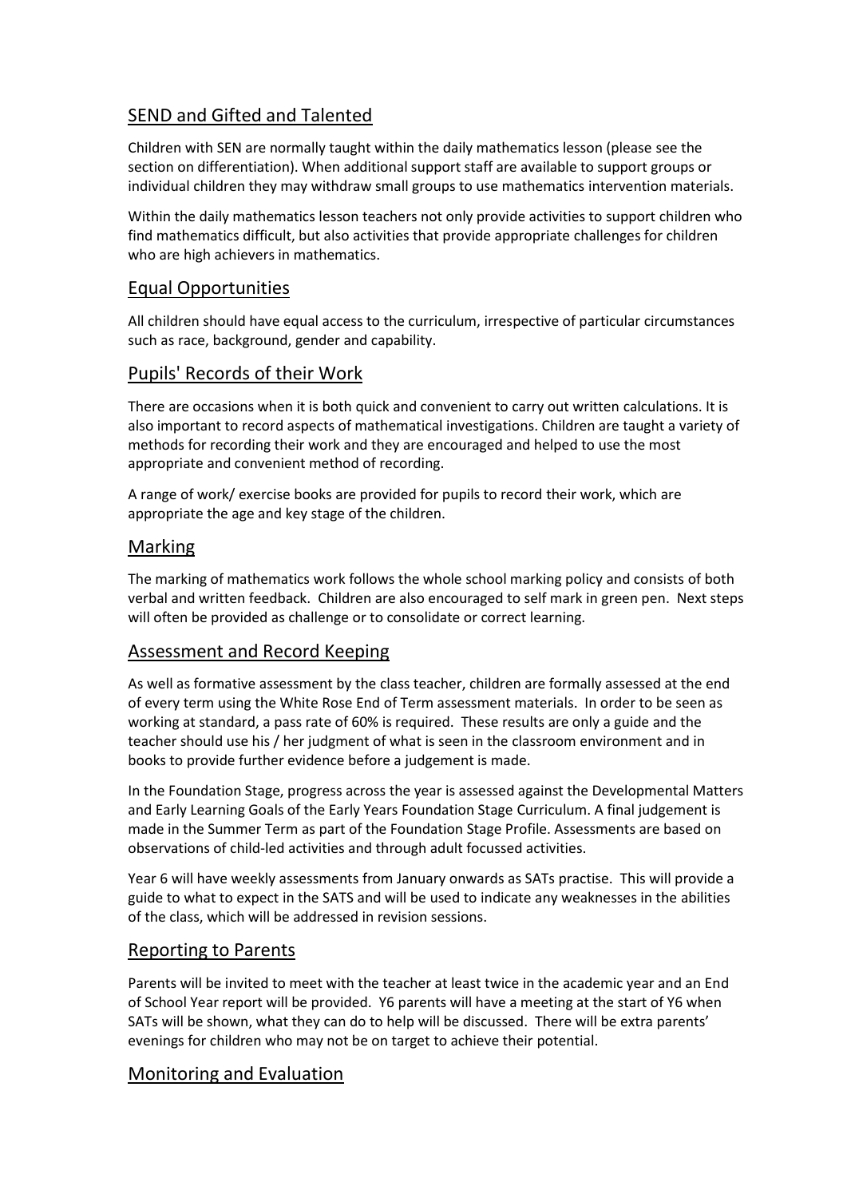## SEND and Gifted and Talented

Children with SEN are normally taught within the daily mathematics lesson (please see the section on differentiation). When additional support staff are available to support groups or individual children they may withdraw small groups to use mathematics intervention materials.

Within the daily mathematics lesson teachers not only provide activities to support children who find mathematics difficult, but also activities that provide appropriate challenges for children who are high achievers in mathematics.

## Equal Opportunities

All children should have equal access to the curriculum, irrespective of particular circumstances such as race, background, gender and capability.

## Pupils' Records of their Work

There are occasions when it is both quick and convenient to carry out written calculations. It is also important to record aspects of mathematical investigations. Children are taught a variety of methods for recording their work and they are encouraged and helped to use the most appropriate and convenient method of recording.

A range of work/ exercise books are provided for pupils to record their work, which are appropriate the age and key stage of the children.

## Marking

The marking of mathematics work follows the whole school marking policy and consists of both verbal and written feedback. Children are also encouraged to self mark in green pen. Next steps will often be provided as challenge or to consolidate or correct learning.

## Assessment and Record Keeping

As well as formative assessment by the class teacher, children are formally assessed at the end of every term using the White Rose End of Term assessment materials. In order to be seen as working at standard, a pass rate of 60% is required. These results are only a guide and the teacher should use his / her judgment of what is seen in the classroom environment and in books to provide further evidence before a judgement is made.

In the Foundation Stage, progress across the year is assessed against the Developmental Matters and Early Learning Goals of the Early Years Foundation Stage Curriculum. A final judgement is made in the Summer Term as part of the Foundation Stage Profile. Assessments are based on observations of child-led activities and through adult focussed activities.

Year 6 will have weekly assessments from January onwards as SATs practise. This will provide a guide to what to expect in the SATS and will be used to indicate any weaknesses in the abilities of the class, which will be addressed in revision sessions.

## Reporting to Parents

Parents will be invited to meet with the teacher at least twice in the academic year and an End of School Year report will be provided. Y6 parents will have a meeting at the start of Y6 when SATs will be shown, what they can do to help will be discussed. There will be extra parents' evenings for children who may not be on target to achieve their potential.

## Monitoring and Evaluation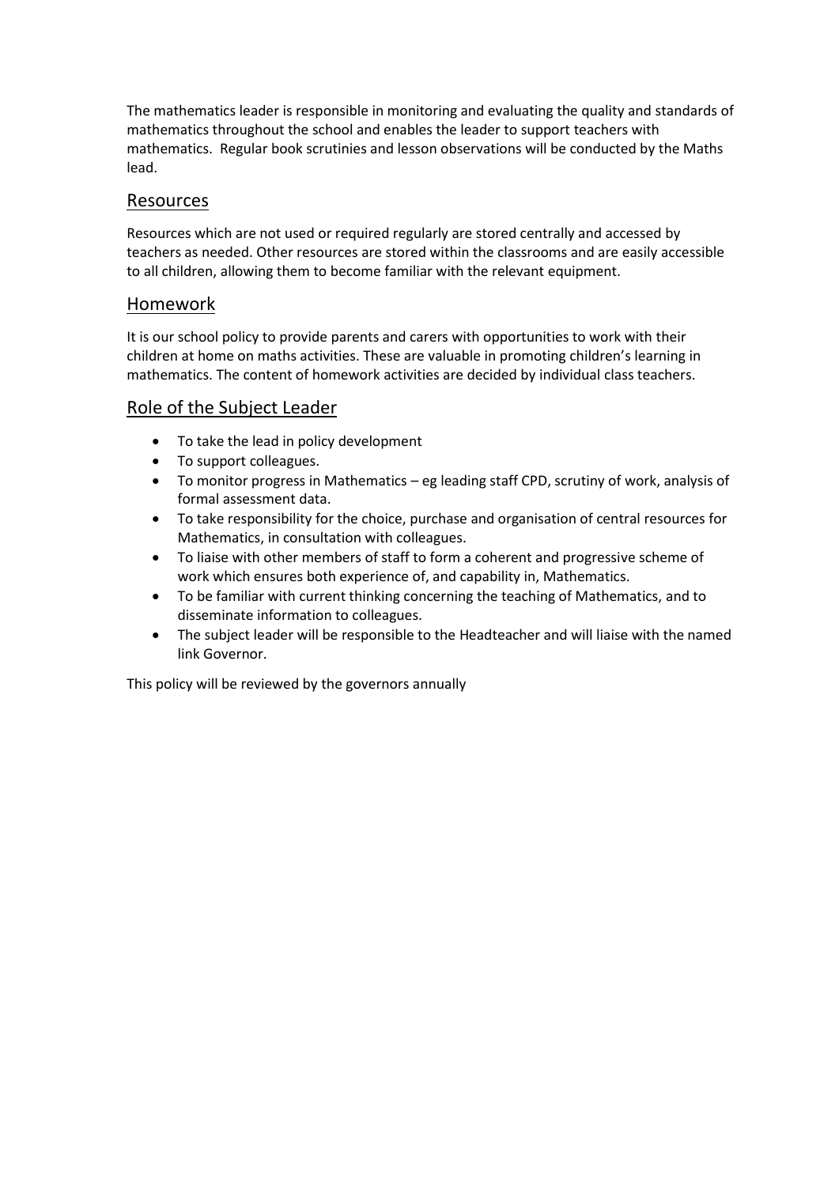The mathematics leader is responsible in monitoring and evaluating the quality and standards of mathematics throughout the school and enables the leader to support teachers with mathematics. Regular book scrutinies and lesson observations will be conducted by the Maths lead.

## Resources

Resources which are not used or required regularly are stored centrally and accessed by teachers as needed. Other resources are stored within the classrooms and are easily accessible to all children, allowing them to become familiar with the relevant equipment.

## Homework

It is our school policy to provide parents and carers with opportunities to work with their children at home on maths activities. These are valuable in promoting children's learning in mathematics. The content of homework activities are decided by individual class teachers.

## Role of the Subject Leader

- To take the lead in policy development
- To support colleagues.
- To monitor progress in Mathematics – eg leading staff CPD, scrutiny of work, analysis of formal assessment data.
- To take responsibility for the choice, purchase and organisation of central resources for Mathematics, in consultation with colleagues.
- To liaise with other members of staff to form a coherent and progressive scheme of work which ensures both experience of, and capability in, Mathematics.
- To be familiar with current thinking concerning the teaching of Mathematics, and to disseminate information to colleagues.
- The subject leader will be responsible to the Headteacher and will liaise with the named link Governor.

This policy will be reviewed by the governors annually